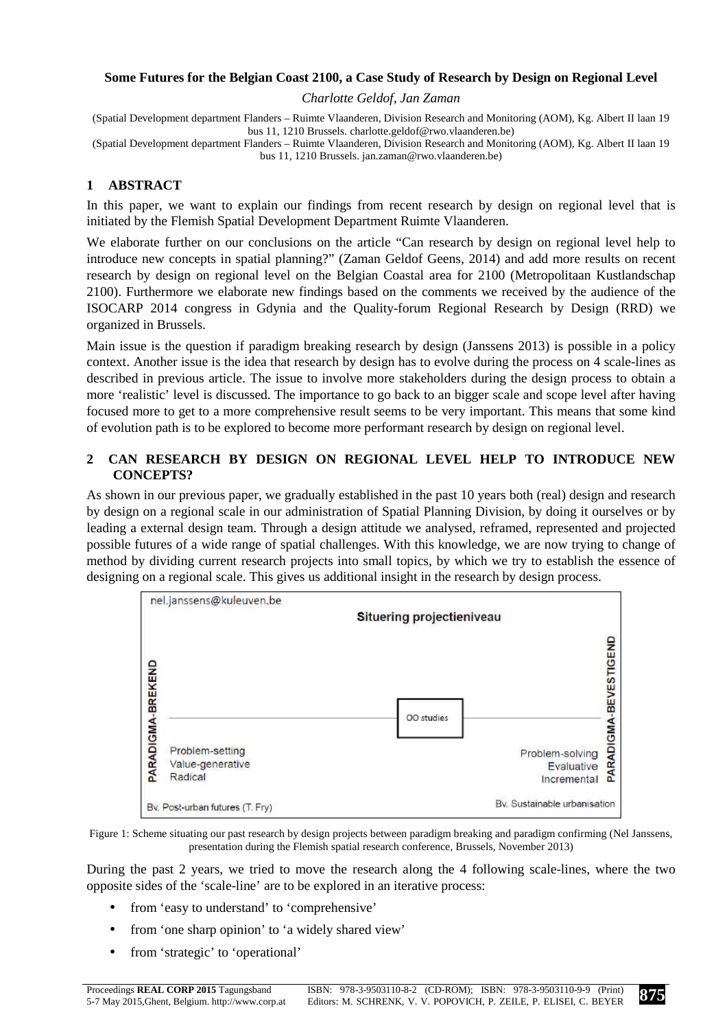**Some Futures for the Belgian Coast 2100, a Case Study of Research by Design on Regional Level**

*Charlotte Geldof, Jan Zaman*

(Spatial Development department Flanders – Ruimte Vlaanderen, Division Research and Monitoring (AOM), Kg. Albert II laan 19 bus 11, 1210 Brussels. charlotte.geldof@rwo.vlaanderen.be)

(Spatial Development department Flanders – Ruimte Vlaanderen, Division Research and Monitoring (AOM), Kg. Albert II laan 19 bus 11, 1210 Brussels. jan.zaman@rwo.vlaanderen.be)

## 1 ABSTRACT

In this paper, we want to explain our findings from recent research by design on regional level that is initiated by the Flemish Spatial Development Department Ruimte Vlaanderen.

We elaborate further on our conclusions on the article "Can research by design on regional level help to introduce new concepts in spatial planning?" (Zaman Geldof Geens, 2014) and add more results on recent research by design on regional level on the Belgian Coastal area for 2100 (Metropolitaan Kustlandschap 2100). Furthermore we elaborate new findings based on the comments we received by the audience of the ISOCARP 2014 congress in Gdynia and the Quality-forum Regional Research by Design (RRD) we organized in Brussels.

Main issue is the question if paradigm breaking research by design (Janssens 2013) is possible in a policy context. Another issue is the idea that research by design has to evolve during the process on 4 scale-lines as described in previous article. The issue to involve more stakeholders during the design process to obtain a more 'realistic' level is discussed. The importance to go back to an bigger scale and scope level after having focused more to get to a more comprehensive result seems to be very important. This means that some kind of evolution path is to be explored to become more performant research by design on regional level.

## 2 CAN RESEARCH BY DESIGN ON REGIONAL LEVEL HELP TO INTRODUCE NEW CONCEPTS?

As shown in our previous paper, we gradually established in the past 10 years both (real) design and research by design on a regional scale in our administration of Spatial Planning Division, by doing it ourselves or by leading a external design team. Through a design attitude we analysed, reframed, represented and projected possible futures of a wide range of spatial challenges. With this knowledge, we are now trying to change of method by dividing current research projects into small topics, by which we try to establish the essence of designing on a regional scale. This gives us additional insight in the research by design process.

nel.janssens@kuleuven.be

**Situering projectieniveau**

| PARADIGMA-BREKEND | | PARADIGMA-BEVESTIGEND |
|---|---|---|
| Problem-setting<br>Value-generative<br>Radical | OO studies | Problem-solving<br>Evaluative<br>Incremental |
| Bv. Post-urban futures (T. Fry) | | Bv. Sustainable urbanisation |

Figure 1: Scheme situating our past research by design projects between paradigm breaking and paradigm confirming (Nel Janssens, presentation during the Flemish spatial research conference, Brussels, November 2013)

During the past 2 years, we tried to move the research along the 4 following scale-lines, where the two opposite sides of the 'scale-line' are to be explored in an iterative process:

- from 'easy to understand' to 'comprehensive'
- from 'one sharp opinion' to 'a widely shared view'
- from 'strategic' to 'operational'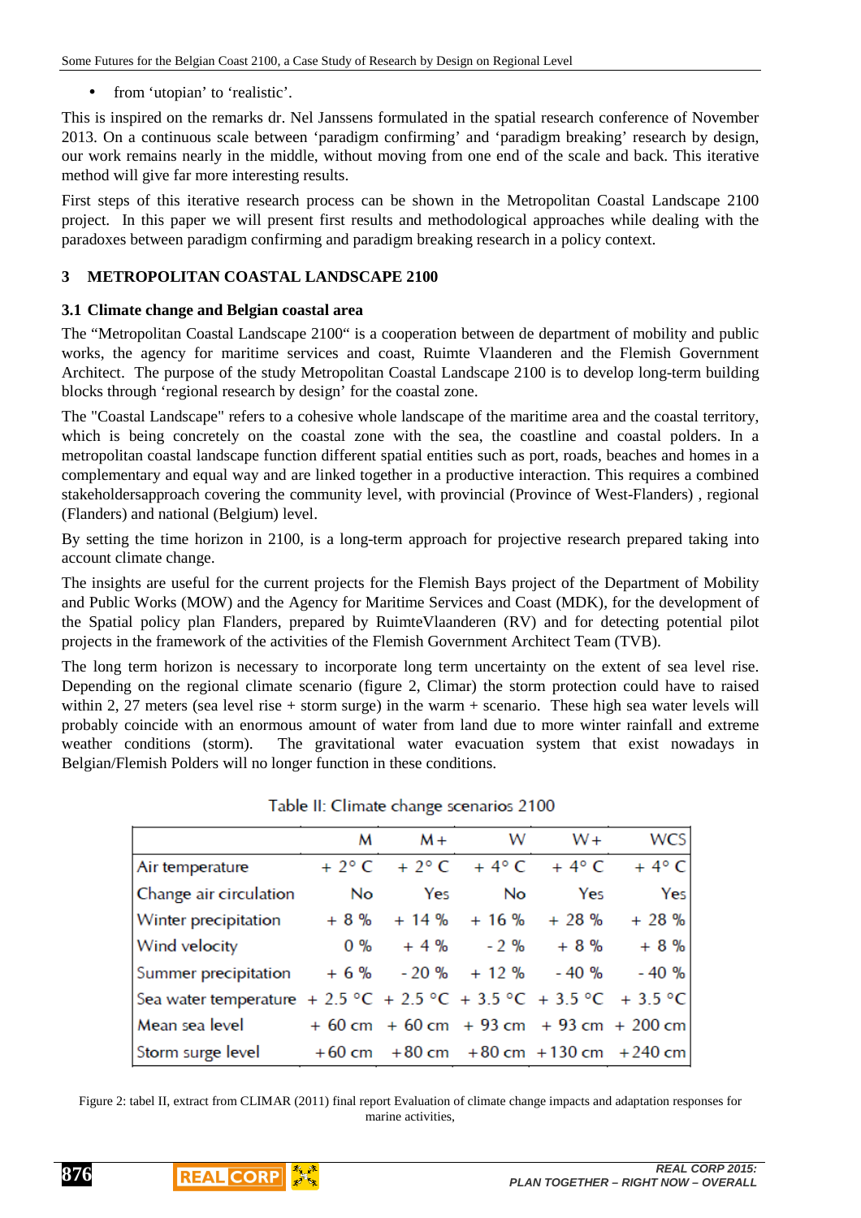- from 'utopian' to 'realistic'.

This is inspired on the remarks dr. Nel Janssens formulated in the spatial research conference of November 2013. On a continuous scale between 'paradigm confirming' and 'paradigm breaking' research by design, our work remains nearly in the middle, without moving from one end of the scale and back. This iterative method will give far more interesting results.

First steps of this iterative research process can be shown in the Metropolitan Coastal Landscape 2100 project. In this paper we will present first results and methodological approaches while dealing with the paradoxes between paradigm confirming and paradigm breaking research in a policy context.

## 3 METROPOLITAN COASTAL LANDSCAPE 2100

### 3.1 Climate change and Belgian coastal area

The "Metropolitan Coastal Landscape 2100" is a cooperation between de department of mobility and public works, the agency for maritime services and coast, Ruimte Vlaanderen and the Flemish Government Architect. The purpose of the study Metropolitan Coastal Landscape 2100 is to develop long-term building blocks through 'regional research by design' for the coastal zone.

The "Coastal Landscape" refers to a cohesive whole landscape of the maritime area and the coastal territory, which is being concretely on the coastal zone with the sea, the coastline and coastal polders. In a metropolitan coastal landscape function different spatial entities such as port, roads, beaches and homes in a complementary and equal way and are linked together in a productive interaction. This requires a combined stakeholdersapproach covering the community level, with provincial (Province of West-Flanders) , regional (Flanders) and national (Belgium) level.

By setting the time horizon in 2100, is a long-term approach for projective research prepared taking into account climate change.

The insights are useful for the current projects for the Flemish Bays project of the Department of Mobility and Public Works (MOW) and the Agency for Maritime Services and Coast (MDK), for the development of the Spatial policy plan Flanders, prepared by RuimteVlaanderen (RV) and for detecting potential pilot projects in the framework of the activities of the Flemish Government Architect Team (TVB).

The long term horizon is necessary to incorporate long term uncertainty on the extent of sea level rise. Depending on the regional climate scenario (figure 2, Climar) the storm protection could have to raised within 2, 27 meters (sea level rise + storm surge) in the warm + scenario. These high sea water levels will probably coincide with an enormous amount of water from land due to more winter rainfall and extreme weather conditions (storm). The gravitational water evacuation system that exist nowadays in Belgian/Flemish Polders will no longer function in these conditions.

Table II: Climate change scenarios 2100

| | M | M+ | W | W+ | WCS |
|---|---|---|---|---|---|
| Air temperature | + 2° C | + 2° C | + 4° C | + 4° C | + 4° C |
| Change air circulation | No | Yes | No | Yes | Yes |
| Winter precipitation | + 8 % | + 14 % | + 16 % | + 28 % | + 28 % |
| Wind velocity | 0 % | + 4 % | - 2 % | + 8 % | + 8 % |
| Summer precipitation | + 6 % | - 20 % | + 12 % | - 40 % | - 40 % |
| Sea water temperature | + 2.5 °C | + 2.5 °C | + 3.5 °C | + 3.5 °C | + 3.5 °C |
| Mean sea level | + 60 cm | + 60 cm | + 93 cm | + 93 cm | + 200 cm |
| Storm surge level | +60 cm | +80 cm | +80 cm | +130 cm | +240 cm |

Figure 2: tabel II, extract from CLIMAR (2011) final report Evaluation of climate change impacts and adaptation responses for marine activities,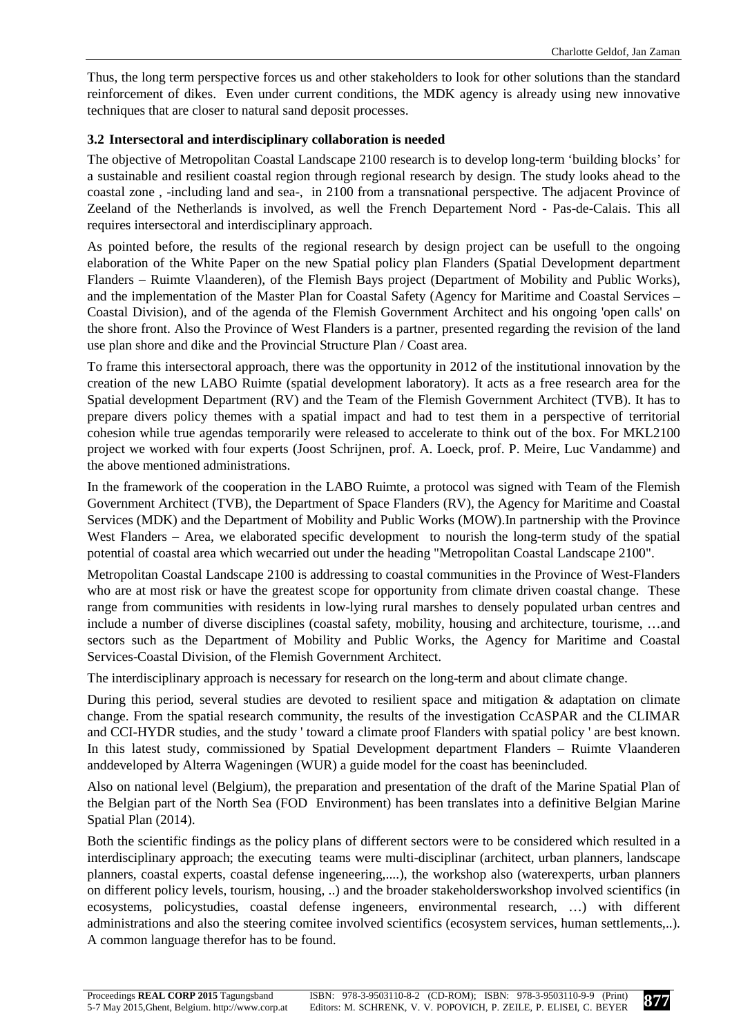Thus, the long term perspective forces us and other stakeholders to look for other solutions than the standard reinforcement of dikes. Even under current conditions, the MDK agency is already using new innovative techniques that are closer to natural sand deposit processes.

### 3.2 Intersectoral and interdisciplinary collaboration is needed

The objective of Metropolitan Coastal Landscape 2100 research is to develop long-term 'building blocks' for a sustainable and resilient coastal region through regional research by design. The study looks ahead to the coastal zone , -including land and sea-, in 2100 from a transnational perspective. The adjacent Province of Zeeland of the Netherlands is involved, as well the French Departement Nord - Pas-de-Calais. This all requires intersectoral and interdisciplinary approach.

As pointed before, the results of the regional research by design project can be usefull to the ongoing elaboration of the White Paper on the new Spatial policy plan Flanders (Spatial Development department Flanders – Ruimte Vlaanderen), of the Flemish Bays project (Department of Mobility and Public Works), and the implementation of the Master Plan for Coastal Safety (Agency for Maritime and Coastal Services – Coastal Division), and of the agenda of the Flemish Government Architect and his ongoing 'open calls' on the shore front. Also the Province of West Flanders is a partner, presented regarding the revision of the land use plan shore and dike and the Provincial Structure Plan / Coast area.

To frame this intersectoral approach, there was the opportunity in 2012 of the institutional innovation by the creation of the new LABO Ruimte (spatial development laboratory). It acts as a free research area for the Spatial development Department (RV) and the Team of the Flemish Government Architect (TVB). It has to prepare divers policy themes with a spatial impact and had to test them in a perspective of territorial cohesion while true agendas temporarily were released to accelerate to think out of the box. For MKL2100 project we worked with four experts (Joost Schrijnen, prof. A. Loeck, prof. P. Meire, Luc Vandamme) and the above mentioned administrations.

In the framework of the cooperation in the LABO Ruimte, a protocol was signed with Team of the Flemish Government Architect (TVB), the Department of Space Flanders (RV), the Agency for Maritime and Coastal Services (MDK) and the Department of Mobility and Public Works (MOW).In partnership with the Province West Flanders – Area, we elaborated specific development to nourish the long-term study of the spatial potential of coastal area which wecarried out under the heading "Metropolitan Coastal Landscape 2100".

Metropolitan Coastal Landscape 2100 is addressing to coastal communities in the Province of West-Flanders who are at most risk or have the greatest scope for opportunity from climate driven coastal change. These range from communities with residents in low-lying rural marshes to densely populated urban centres and include a number of diverse disciplines (coastal safety, mobility, housing and architecture, tourisme, …and sectors such as the Department of Mobility and Public Works, the Agency for Maritime and Coastal Services-Coastal Division, of the Flemish Government Architect.

The interdisciplinary approach is necessary for research on the long-term and about climate change.

During this period, several studies are devoted to resilient space and mitigation & adaptation on climate change. From the spatial research community, the results of the investigation CcASPAR and the CLIMAR and CCI-HYDR studies, and the study ' toward a climate proof Flanders with spatial policy ' are best known. In this latest study, commissioned by Spatial Development department Flanders – Ruimte Vlaanderen anddeveloped by Alterra Wageningen (WUR) a guide model for the coast has beenincluded.

Also on national level (Belgium), the preparation and presentation of the draft of the Marine Spatial Plan of the Belgian part of the North Sea (FOD Environment) has been translates into a definitive Belgian Marine Spatial Plan (2014).

Both the scientific findings as the policy plans of different sectors were to be considered which resulted in a interdisciplinary approach; the executing teams were multi-disciplinar (architect, urban planners, landscape planners, coastal experts, coastal defense ingeneering,....), the workshop also (waterexperts, urban planners on different policy levels, tourism, housing, ..) and the broader stakeholdersworkshop involved scientifics (in ecosystems, policystudies, coastal defense ingeneers, environmental research, …) with different administrations and also the steering comitee involved scientifics (ecosystem services, human settlements,..). A common language therefor has to be found.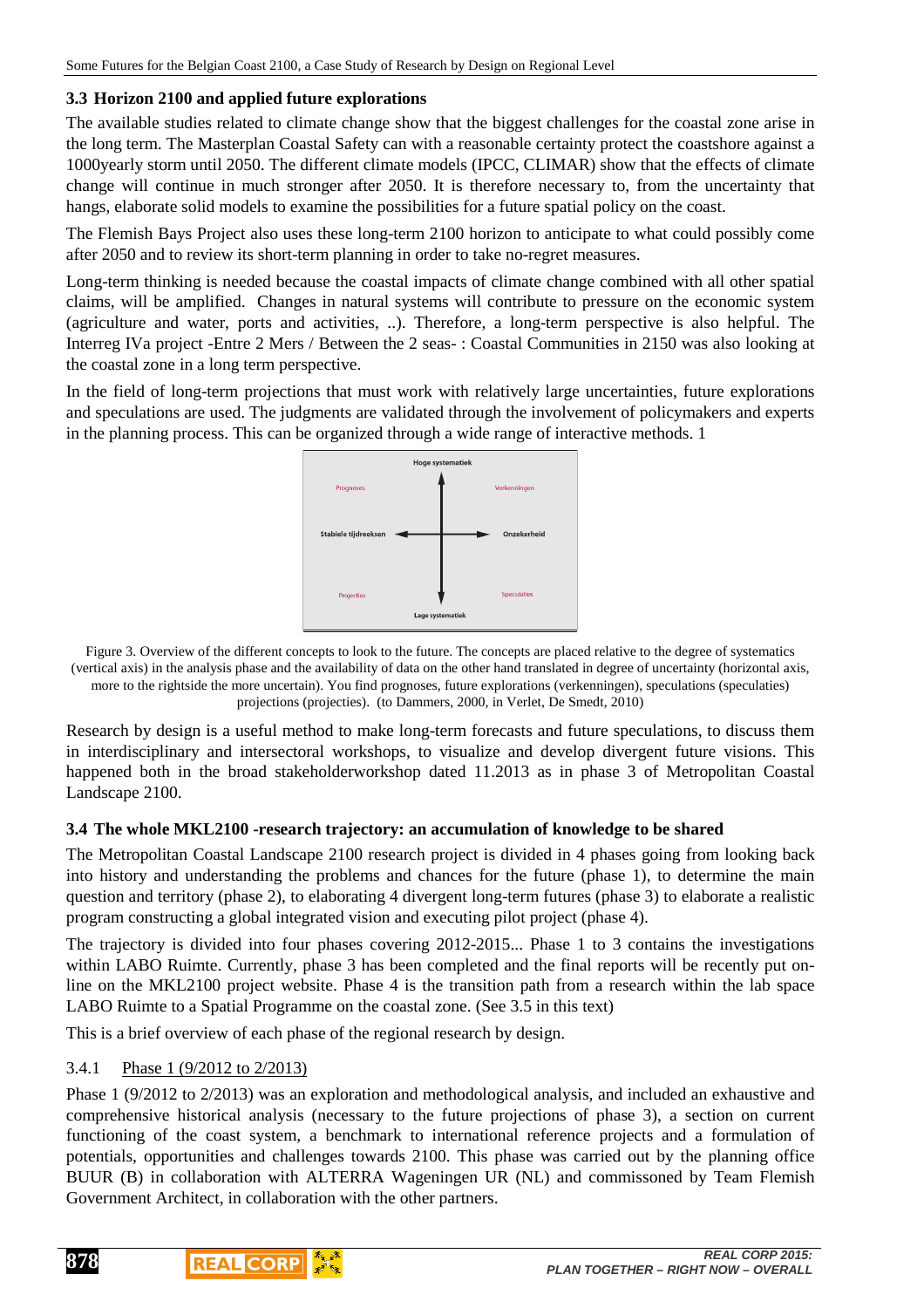### 3.3 Horizon 2100 and applied future explorations

The available studies related to climate change show that the biggest challenges for the coastal zone arise in the long term. The Masterplan Coastal Safety can with a reasonable certainty protect the coastshore against a 1000yearly storm until 2050. The different climate models (IPCC, CLIMAR) show that the effects of climate change will continue in much stronger after 2050. It is therefore necessary to, from the uncertainty that hangs, elaborate solid models to examine the possibilities for a future spatial policy on the coast.

The Flemish Bays Project also uses these long-term 2100 horizon to anticipate to what could possibly come after 2050 and to review its short-term planning in order to take no-regret measures.

Long-term thinking is needed because the coastal impacts of climate change combined with all other spatial claims, will be amplified. Changes in natural systems will contribute to pressure on the economic system (agriculture and water, ports and activities, ..). Therefore, a long-term perspective is also helpful. The Interreg IVa project -Entre 2 Mers / Between the 2 seas- : Coastal Communities in 2150 was also looking at the coastal zone in a long term perspective.

In the field of long-term projections that must work with relatively large uncertainties, future explorations and speculations are used. The judgments are validated through the involvement of policymakers and experts in the planning process. This can be organized through a wide range of interactive methods. 1

Hoge systematiek

Prognoses | Verkenningen

Stabiele tijdreeksen ← → Onzekerheid

Projecties | Speculaties

Lage systematiek

Figure 3. Overview of the different concepts to look to the future. The concepts are placed relative to the degree of systematics (vertical axis) in the analysis phase and the availability of data on the other hand translated in degree of uncertainty (horizontal axis, more to the rightside the more uncertain). You find prognoses, future explorations (verkenningen), speculations (speculaties) projections (projecties). (to Dammers, 2000, in Verlet, De Smedt, 2010)

Research by design is a useful method to make long-term forecasts and future speculations, to discuss them in interdisciplinary and intersectoral workshops, to visualize and develop divergent future visions. This happened both in the broad stakeholderworkshop dated 11.2013 as in phase 3 of Metropolitan Coastal Landscape 2100.

### 3.4 The whole MKL2100 -research trajectory: an accumulation of knowledge to be shared

The Metropolitan Coastal Landscape 2100 research project is divided in 4 phases going from looking back into history and understanding the problems and chances for the future (phase 1), to determine the main question and territory (phase 2), to elaborating 4 divergent long-term futures (phase 3) to elaborate a realistic program constructing a global integrated vision and executing pilot project (phase 4).

The trajectory is divided into four phases covering 2012-2015... Phase 1 to 3 contains the investigations within LABO Ruimte. Currently, phase 3 has been completed and the final reports will be recently put on-line on the MKL2100 project website. Phase 4 is the transition path from a research within the lab space LABO Ruimte to a Spatial Programme on the coastal zone. (See 3.5 in this text)

This is a brief overview of each phase of the regional research by design.

#### 3.4.1 Phase 1 (9/2012 to 2/2013)

Phase 1 (9/2012 to 2/2013) was an exploration and methodological analysis, and included an exhaustive and comprehensive historical analysis (necessary to the future projections of phase 3), a section on current functioning of the coast system, a benchmark to international reference projects and a formulation of potentials, opportunities and challenges towards 2100. This phase was carried out by the planning office BUUR (B) in collaboration with ALTERRA Wageningen UR (NL) and commissioned by Team Flemish Government Architect, in collaboration with the other partners.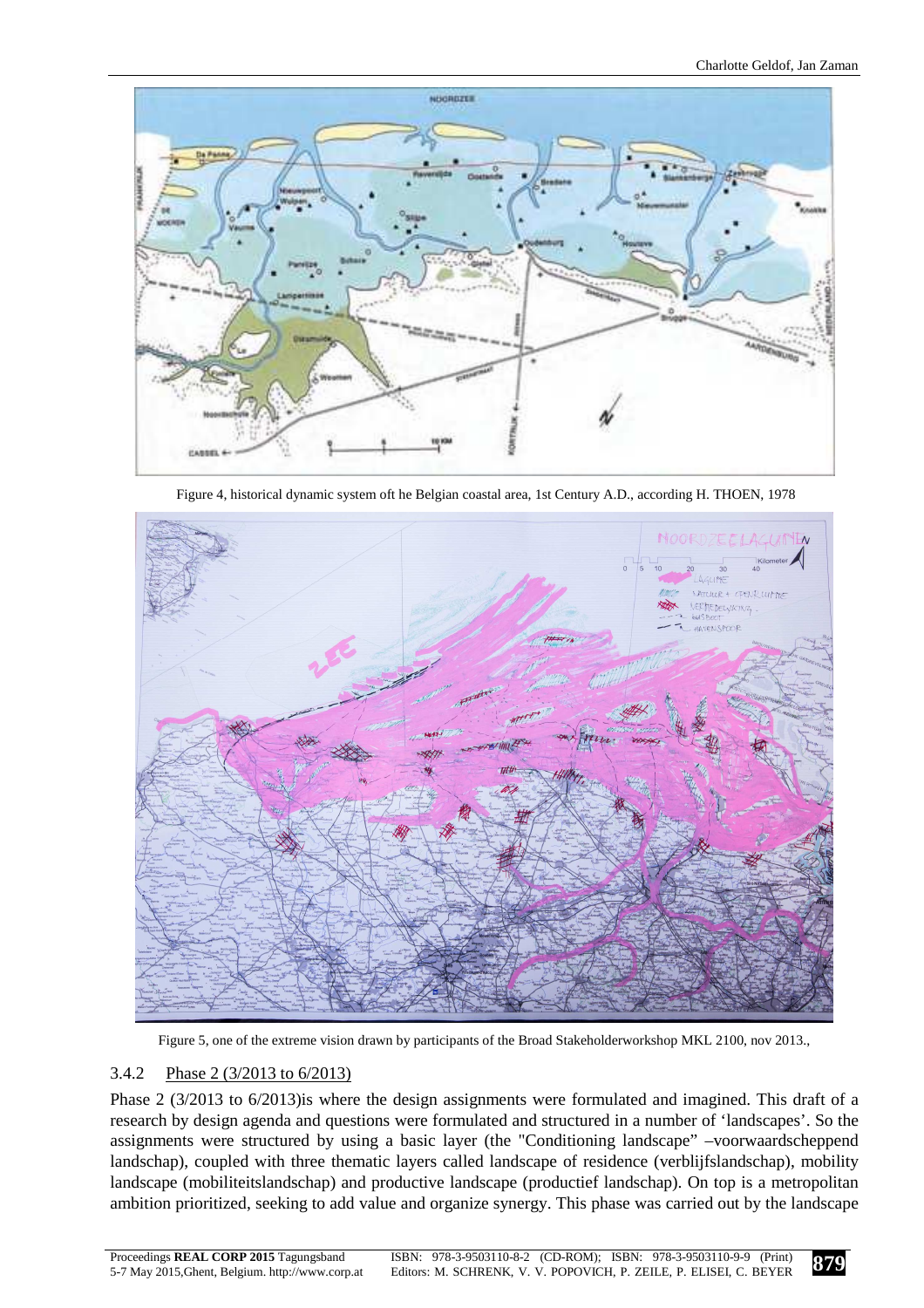Figure 4, historical dynamic system oft he Belgian coastal area, 1st Century A.D., according H. THOEN, 1978

Figure 5, one of the extreme vision drawn by participants of the Broad Stakeholderworkshop MKL 2100, nov 2013.,

### 3.4.2 Phase 2 (3/2013 to 6/2013)

Phase 2 (3/2013 to 6/2013)is where the design assignments were formulated and imagined. This draft of a research by design agenda and questions were formulated and structured in a number of 'landscapes'. So the assignments were structured by using a basic layer (the "Conditioning landscape" –voorwaardscheppend landschap), coupled with three thematic layers called landscape of residence (verblijfslandschap), mobility landscape (mobiliteitslandschap) and productive landscape (productief landschap). On top is a metropolitan ambition prioritized, seeking to add value and organize synergy. This phase was carried out by the landscape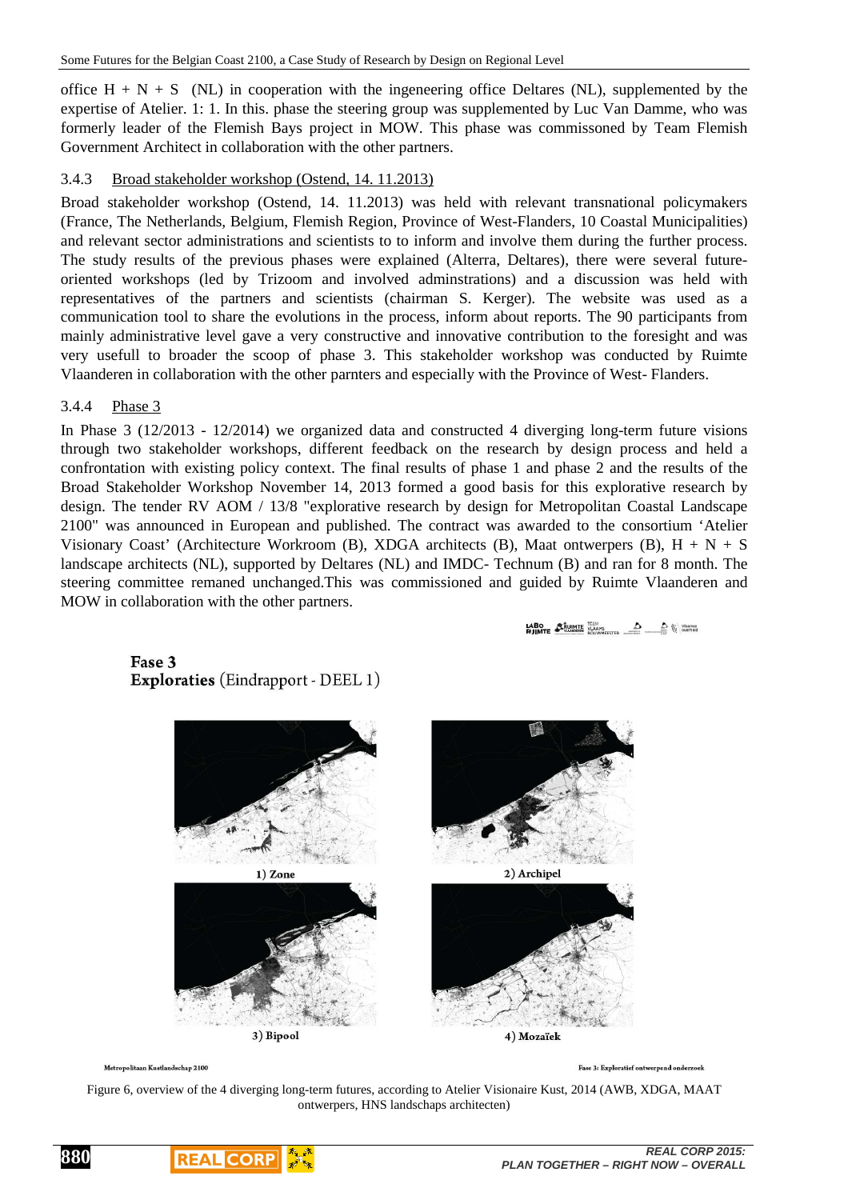office H + N + S (NL) in cooperation with the ingeneering office Deltares (NL), supplemented by the expertise of Atelier. 1: 1. In this. phase the steering group was supplemented by Luc Van Damme, who was formerly leader of the Flemish Bays project in MOW. This phase was commissioned by Team Flemish Government Architect in collaboration with the other partners.

### 3.4.3 Broad stakeholder workshop (Ostend, 14. 11.2013)

Broad stakeholder workshop (Ostend, 14. 11.2013) was held with relevant transnational policymakers (France, The Netherlands, Belgium, Flemish Region, Province of West-Flanders, 10 Coastal Municipalities) and relevant sector administrations and scientists to to inform and involve them during the further process. The study results of the previous phases were explained (Alterra, Deltares), there were several future-oriented workshops (led by Trizoom and involved adminstrations) and a discussion was held with representatives of the partners and scientists (chairman S. Kerger). The website was used as a communication tool to share the evolutions in the process, inform about reports. The 90 participants from mainly administrative level gave a very constructive and innovative contribution to the foresight and was very usefull to broader the scoop of phase 3. This stakeholder workshop was conducted by Ruimte Vlaanderen in collaboration with the other parnters and especially with the Province of West- Flanders.

### 3.4.4 Phase 3

In Phase 3 (12/2013 - 12/2014) we organized data and constructed 4 diverging long-term future visions through two stakeholder workshops, different feedback on the research by design process and held a confrontation with existing policy context. The final results of phase 1 and phase 2 and the results of the Broad Stakeholder Workshop November 14, 2013 formed a good basis for this explorative research by design. The tender RV AOM / 13/8 "explorative research by design for Metropolitan Coastal Landscape 2100" was announced in European and published. The contract was awarded to the consortium 'Atelier Visionary Coast' (Architecture Workroom (B), XDGA architects (B), Maat ontwerpers (B), H + N + S landscape architects (NL), supported by Deltares (NL) and IMDC- Technum (B) and ran for 8 month. The steering committee remaned unchanged.This was commissioned and guided by Ruimte Vlaanderen and MOW in collaboration with the other partners.

**Fase 3**
**Exploraties** (Eindrapport - DEEL 1)

1) Zone
2) Archipel
3) Bipool
4) Mozaïek

Metropolitaan Kustlandschap 2100 — Fase 3: Exploratief ontwerpend onderzoek

Figure 6, overview of the 4 diverging long-term futures, according to Atelier Visionaire Kust, 2014 (AWB, XDGA, MAAT ontwerpers, HNS landschaps architecten)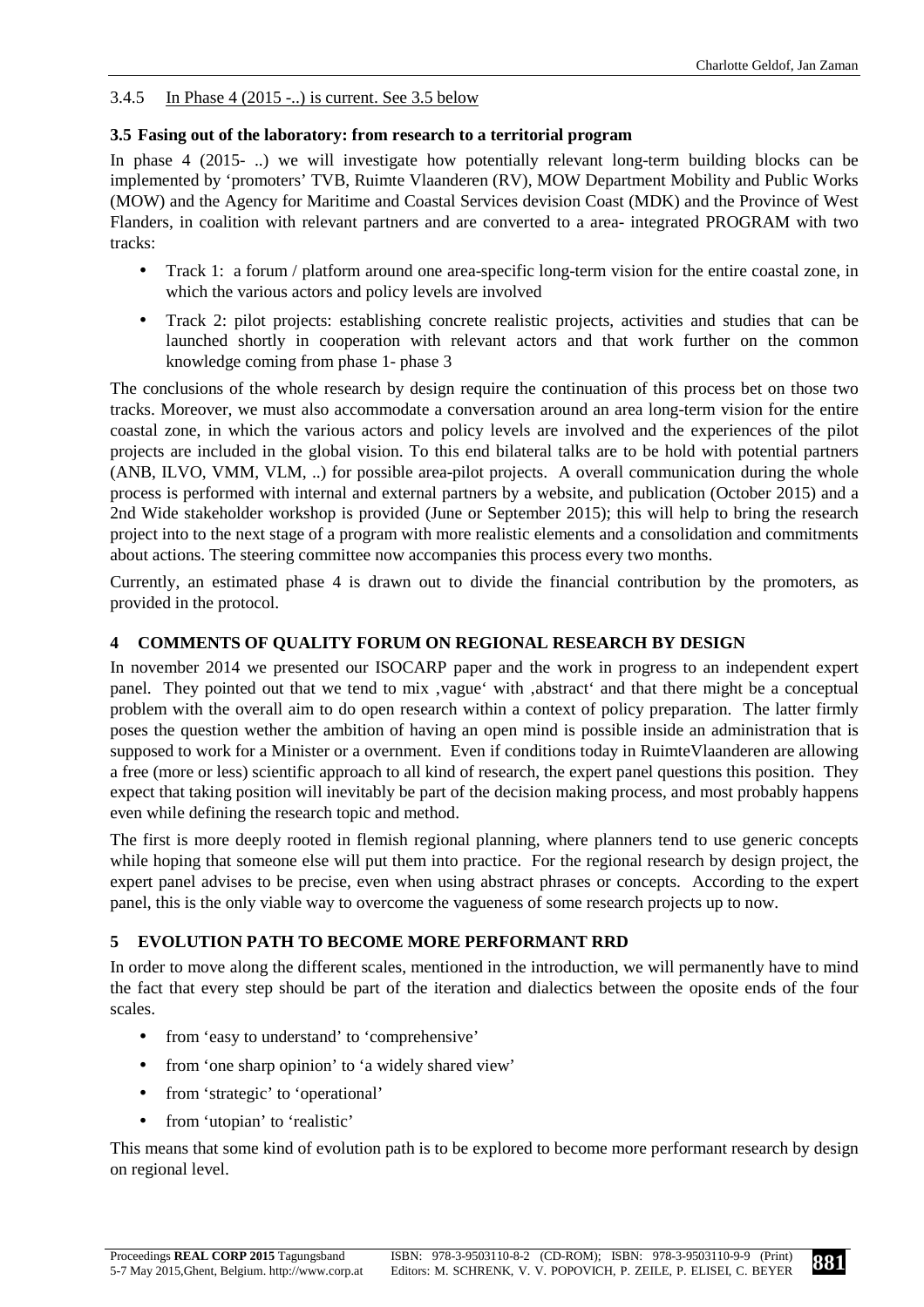3.4.5 In Phase 4 (2015 -..) is current. See 3.5 below

### 3.5 Fasing out of the laboratory: from research to a territorial program

In phase 4 (2015- ..) we will investigate how potentially relevant long-term building blocks can be implemented by 'promoters' TVB, Ruimte Vlaanderen (RV), MOW Department Mobility and Public Works (MOW) and the Agency for Maritime and Coastal Services devision Coast (MDK) and the Province of West Flanders, in coalition with relevant partners and are converted to a area- integrated PROGRAM with two tracks:

- Track 1: a forum / platform around one area-specific long-term vision for the entire coastal zone, in which the various actors and policy levels are involved
- Track 2: pilot projects: establishing concrete realistic projects, activities and studies that can be launched shortly in cooperation with relevant actors and that work further on the common knowledge coming from phase 1- phase 3

The conclusions of the whole research by design require the continuation of this process bet on those two tracks. Moreover, we must also accommodate a conversation around an area long-term vision for the entire coastal zone, in which the various actors and policy levels are involved and the experiences of the pilot projects are included in the global vision. To this end bilateral talks are to be hold with potential partners (ANB, ILVO, VMM, VLM, ..) for possible area-pilot projects. A overall communication during the whole process is performed with internal and external partners by a website, and publication (October 2015) and a 2nd Wide stakeholder workshop is provided (June or September 2015); this will help to bring the research project into to the next stage of a program with more realistic elements and a consolidation and commitments about actions. The steering committee now accompanies this process every two months.

Currently, an estimated phase 4 is drawn out to divide the financial contribution by the promoters, as provided in the protocol.

## 4 COMMENTS OF QUALITY FORUM ON REGIONAL RESEARCH BY DESIGN

In november 2014 we presented our ISOCARP paper and the work in progress to an independent expert panel. They pointed out that we tend to mix ‚vague' with ‚abstract' and that there might be a conceptual problem with the overall aim to do open research within a context of policy preparation. The latter firmly poses the question wether the ambition of having an open mind is possible inside an administration that is supposed to work for a Minister or a overnment. Even if conditions today in RuimteVlaanderen are allowing a free (more or less) scientific approach to all kind of research, the expert panel questions this position. They expect that taking position will inevitably be part of the decision making process, and most probably happens even while defining the research topic and method.

The first is more deeply rooted in flemish regional planning, where planners tend to use generic concepts while hoping that someone else will put them into practice. For the regional research by design project, the expert panel advises to be precise, even when using abstract phrases or concepts. According to the expert panel, this is the only viable way to overcome the vagueness of some research projects up to now.

## 5 EVOLUTION PATH TO BECOME MORE PERFORMANT RRD

In order to move along the different scales, mentioned in the introduction, we will permanently have to mind the fact that every step should be part of the iteration and dialectics between the oposite ends of the four scales.

- from 'easy to understand' to 'comprehensive'
- from 'one sharp opinion' to 'a widely shared view'
- from 'strategic' to 'operational'
- from 'utopian' to 'realistic'

This means that some kind of evolution path is to be explored to become more performant research by design on regional level.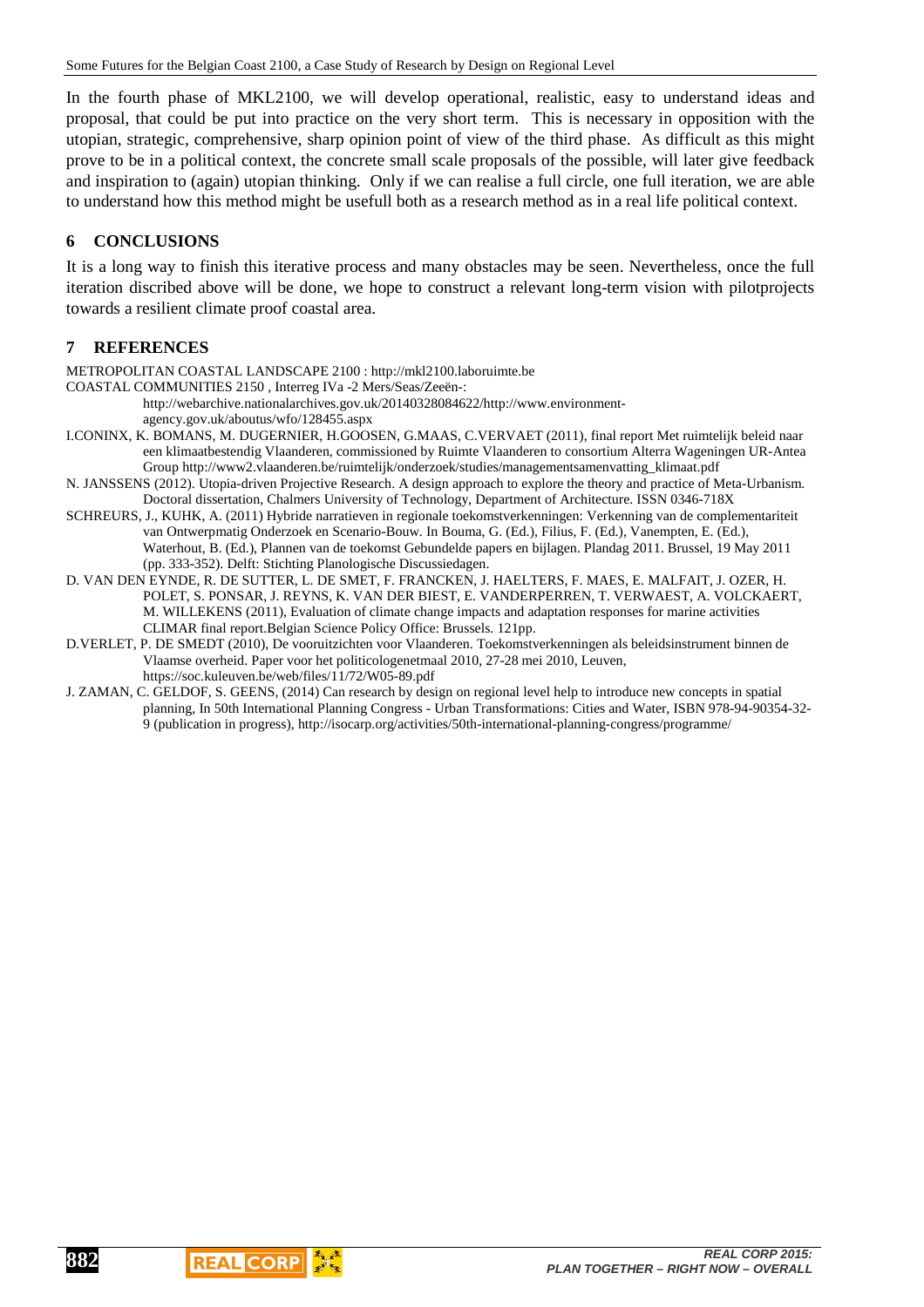In the fourth phase of MKL2100, we will develop operational, realistic, easy to understand ideas and proposal, that could be put into practice on the very short term. This is necessary in opposition with the utopian, strategic, comprehensive, sharp opinion point of view of the third phase. As difficult as this might prove to be in a political context, the concrete small scale proposals of the possible, will later give feedback and inspiration to (again) utopian thinking. Only if we can realise a full circle, one full iteration, we are able to understand how this method might be usefull both as a research method as in a real life political context.

## 6 CONCLUSIONS

It is a long way to finish this iterative process and many obstacles may be seen. Nevertheless, once the full iteration discribed above will be done, we hope to construct a relevant long-term vision with pilotprojects towards a resilient climate proof coastal area.

## 7 REFERENCES

METROPOLITAN COASTAL LANDSCAPE 2100 : http://mkl2100.laboruimte.be

COASTAL COMMUNITIES 2150 , Interreg IVa -2 Mers/Seas/Zeeën-: http://webarchive.nationalarchives.gov.uk/20140328084622/http://www.environment-agency.gov.uk/aboutus/wfo/128455.aspx

I.CONINX, K. BOMANS, M. DUGERNIER, H.GOOSEN, G.MAAS, C.VERVAET (2011), final report Met ruimtelijk beleid naar een klimaatbestendig Vlaanderen, commissioned by Ruimte Vlaanderen to consortium Alterra Wageningen UR-Antea Group http://www2.vlaanderen.be/ruimtelijk/onderzoek/studies/managementsamenvatting_klimaat.pdf

N. JANSSENS (2012). Utopia-driven Projective Research. A design approach to explore the theory and practice of Meta-Urbanism. Doctoral dissertation, Chalmers University of Technology, Department of Architecture. ISSN 0346-718X

SCHREURS, J., KUHK, A. (2011) Hybride narratieven in regionale toekomstverkenningen: Verkenning van de complementariteit van Ontwerpmatig Onderzoek en Scenario-Bouw. In Bouma, G. (Ed.), Filius, F. (Ed.), Vanempten, E. (Ed.), Waterhout, B. (Ed.), Plannen van de toekomst Gebundelde papers en bijlagen. Plandag 2011. Brussel, 19 May 2011 (pp. 333-352). Delft: Stichting Planologische Discussiedagen.

D. VAN DEN EYNDE, R. DE SUTTER, L. DE SMET, F. FRANCKEN, J. HAELTERS, F. MAES, E. MALFAIT, J. OZER, H. POLET, S. PONSAR, J. REYNS, K. VAN DER BIEST, E. VANDERPERREN, T. VERWAEST, A. VOLCKAERT, M. WILLEKENS (2011), Evaluation of climate change impacts and adaptation responses for marine activities CLIMAR final report.Belgian Science Policy Office: Brussels. 121pp.

D.VERLET, P. DE SMEDT (2010), De vooruitzichten voor Vlaanderen. Toekomstverkenningen als beleidsinstrument binnen de Vlaamse overheid. Paper voor het politicologenetmaal 2010, 27-28 mei 2010, Leuven, https://soc.kuleuven.be/web/files/11/72/W05-89.pdf

J. ZAMAN, C. GELDOF, S. GEENS, (2014) Can research by design on regional level help to introduce new concepts in spatial planning, In 50th International Planning Congress - Urban Transformations: Cities and Water, ISBN 978-94-90354-32-9 (publication in progress), http://isocarp.org/activities/50th-international-planning-congress/programme/